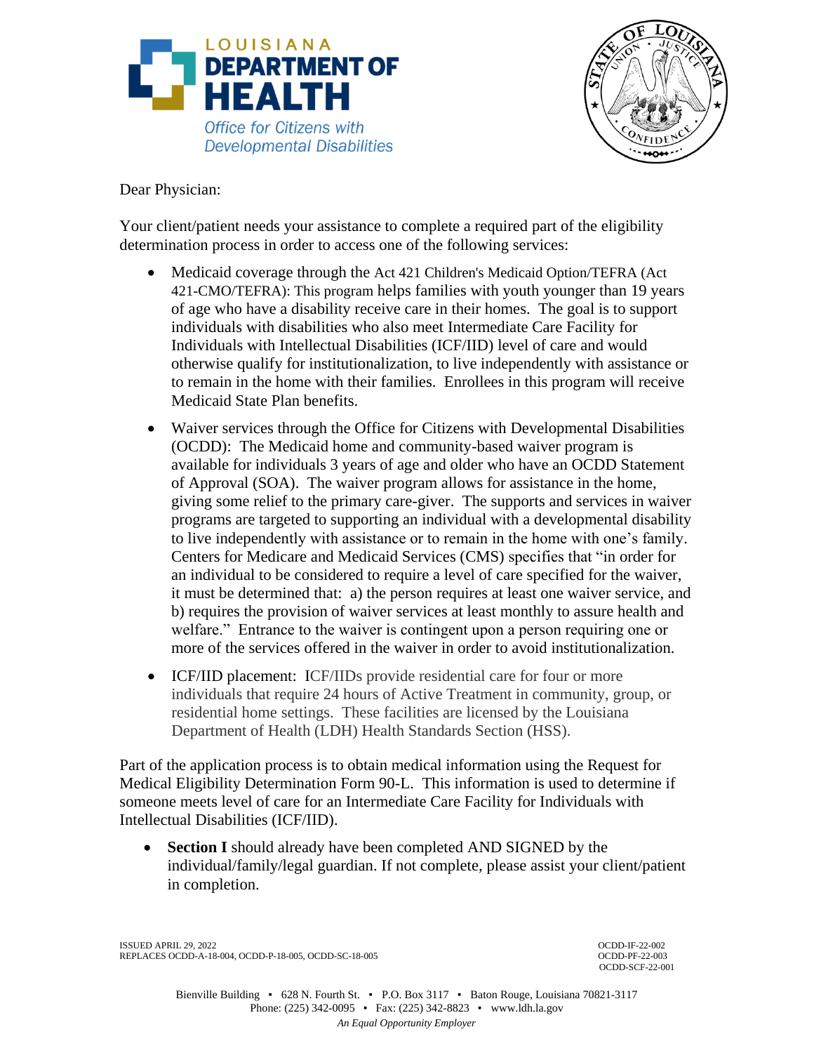LOUISIANA DEPARTMENT OF HEALTH
*Office for Citizens with Developmental Disabilities*

Dear Physician:

Your client/patient needs your assistance to complete a required part of the eligibility determination process in order to access one of the following services:

- Medicaid coverage through the Act 421 Children's Medicaid Option/TEFRA (Act 421-CMO/TEFRA): This program helps families with youth younger than 19 years of age who have a disability receive care in their homes. The goal is to support individuals with disabilities who also meet Intermediate Care Facility for Individuals with Intellectual Disabilities (ICF/IID) level of care and would otherwise qualify for institutionalization, to live independently with assistance or to remain in the home with their families. Enrollees in this program will receive Medicaid State Plan benefits.
- Waiver services through the Office for Citizens with Developmental Disabilities (OCDD): The Medicaid home and community-based waiver program is available for individuals 3 years of age and older who have an OCDD Statement of Approval (SOA). The waiver program allows for assistance in the home, giving some relief to the primary care-giver. The supports and services in waiver programs are targeted to supporting an individual with a developmental disability to live independently with assistance or to remain in the home with one's family. Centers for Medicare and Medicaid Services (CMS) specifies that "in order for an individual to be considered to require a level of care specified for the waiver, it must be determined that: a) the person requires at least one waiver service, and b) requires the provision of waiver services at least monthly to assure health and welfare." Entrance to the waiver is contingent upon a person requiring one or more of the services offered in the waiver in order to avoid institutionalization.
- ICF/IID placement: ICF/IIDs provide residential care for four or more individuals that require 24 hours of Active Treatment in community, group, or residential home settings. These facilities are licensed by the Louisiana Department of Health (LDH) Health Standards Section (HSS).

Part of the application process is to obtain medical information using the Request for Medical Eligibility Determination Form 90-L. This information is used to determine if someone meets level of care for an Intermediate Care Facility for Individuals with Intellectual Disabilities (ICF/IID).

- **Section I** should already have been completed AND SIGNED by the individual/family/legal guardian. If not complete, please assist your client/patient in completion.

ISSUED APRIL 29, 2022
REPLACES OCDD-A-18-004, OCDD-P-18-005, OCDD-SC-18-005

OCDD-IF-22-002
OCDD-PF-22-003
OCDD-SCF-22-001

Bienville Building ▪ 628 N. Fourth St. ▪ P.O. Box 3117 ▪ Baton Rouge, Louisiana 70821-3117
Phone: (225) 342-0095 ▪ Fax: (225) 342-8823 ▪ www.ldh.la.gov
*An Equal Opportunity Employer*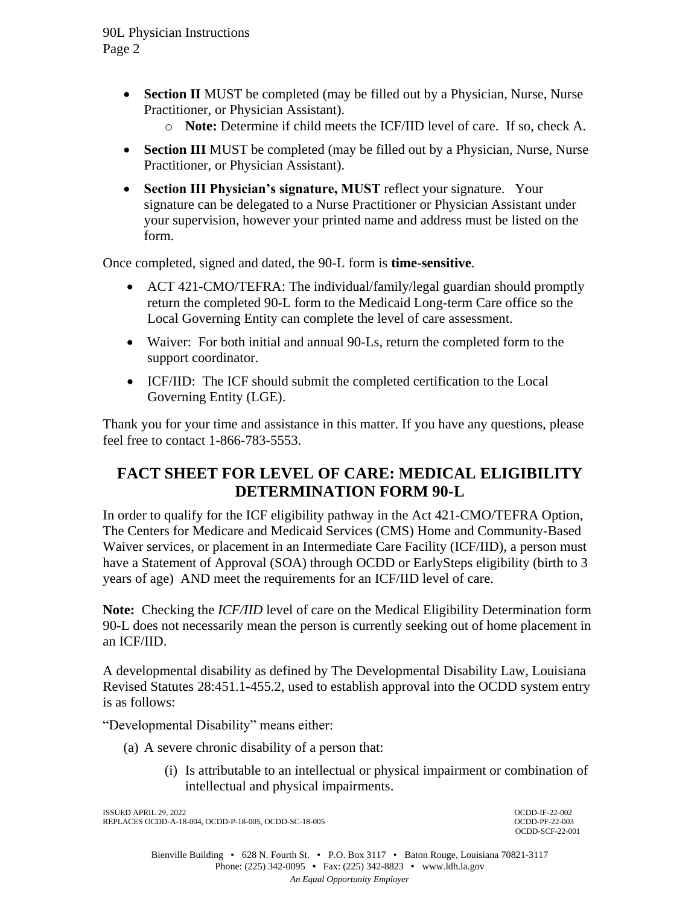- **Section II** MUST be completed (may be filled out by a Physician, Nurse, Nurse Practitioner, or Physician Assistant).
  - **Note:** Determine if child meets the ICF/IID level of care. If so, check A.
- **Section III** MUST be completed (may be filled out by a Physician, Nurse, Nurse Practitioner, or Physician Assistant).
- **Section III Physician's signature, MUST** reflect your signature. Your signature can be delegated to a Nurse Practitioner or Physician Assistant under your supervision, however your printed name and address must be listed on the form.

Once completed, signed and dated, the 90-L form is **time-sensitive**.

- ACT 421-CMO/TEFRA: The individual/family/legal guardian should promptly return the completed 90-L form to the Medicaid Long-term Care office so the Local Governing Entity can complete the level of care assessment.
- Waiver: For both initial and annual 90-Ls, return the completed form to the support coordinator.
- ICF/IID: The ICF should submit the completed certification to the Local Governing Entity (LGE).

Thank you for your time and assistance in this matter. If you have any questions, please feel free to contact 1-866-783-5553.

## FACT SHEET FOR LEVEL OF CARE: MEDICAL ELIGIBILITY DETERMINATION FORM 90-L

In order to qualify for the ICF eligibility pathway in the Act 421-CMO/TEFRA Option, The Centers for Medicare and Medicaid Services (CMS) Home and Community-Based Waiver services, or placement in an Intermediate Care Facility (ICF/IID), a person must have a Statement of Approval (SOA) through OCDD or EarlySteps eligibility (birth to 3 years of age) AND meet the requirements for an ICF/IID level of care.

**Note:** Checking the *ICF/IID* level of care on the Medical Eligibility Determination form 90-L does not necessarily mean the person is currently seeking out of home placement in an ICF/IID.

A developmental disability as defined by The Developmental Disability Law, Louisiana Revised Statutes 28:451.1-455.2, used to establish approval into the OCDD system entry is as follows:

"Developmental Disability" means either:

(a) A severe chronic disability of a person that:

  (i) Is attributable to an intellectual or physical impairment or combination of intellectual and physical impairments.

ISSUED APRIL 29, 2022
REPLACES OCDD-A-18-004, OCDD-P-18-005, OCDD-SC-18-005

OCDD-IF-22-002
OCDD-PF-22-003
OCDD-SCF-22-001

Bienville Building ▪ 628 N. Fourth St. ▪ P.O. Box 3117 ▪ Baton Rouge, Louisiana 70821-3117
Phone: (225) 342-0095 ▪ Fax: (225) 342-8823 ▪ www.ldh.la.gov
*An Equal Opportunity Employer*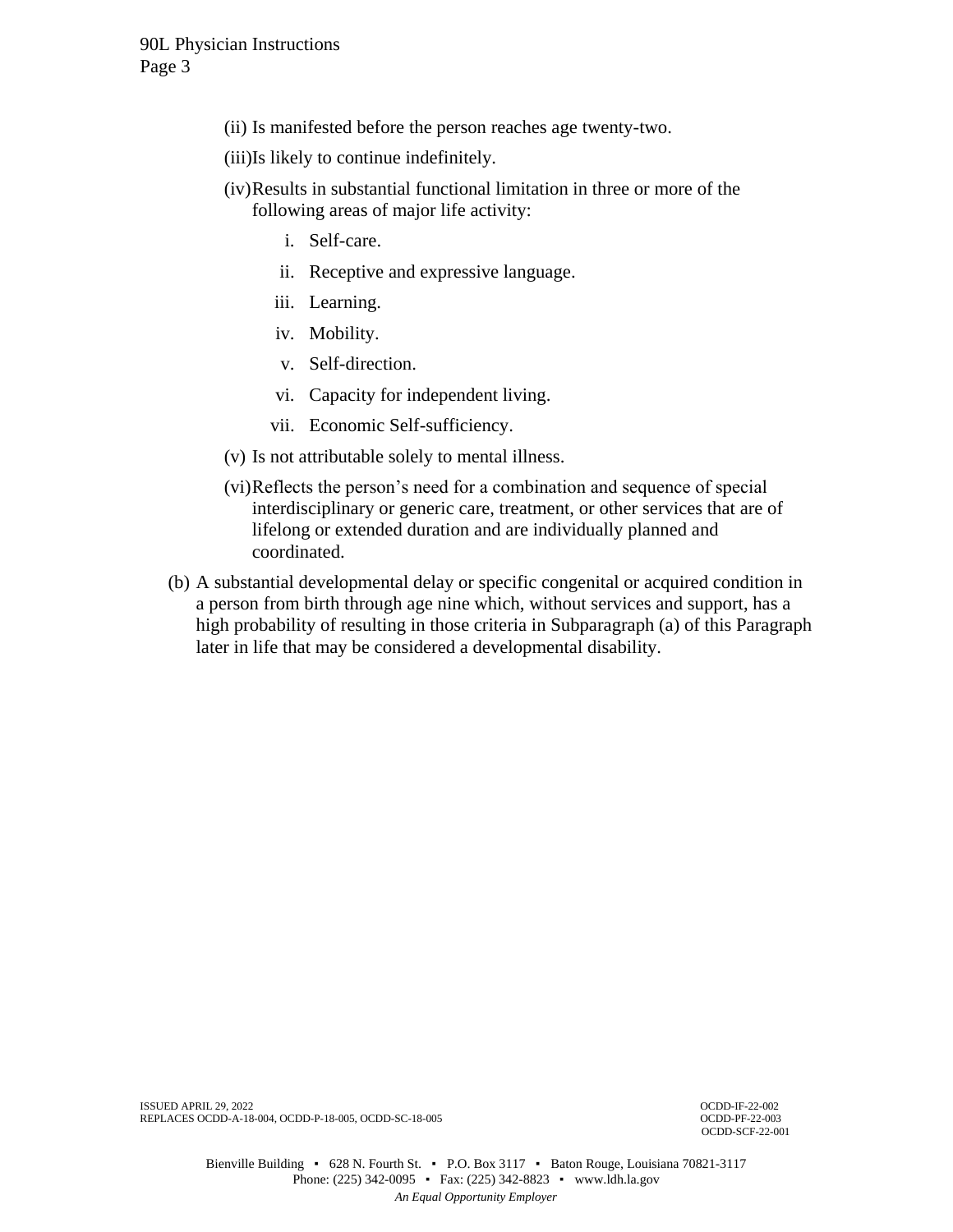(ii) Is manifested before the person reaches age twenty-two.

(iii) Is likely to continue indefinitely.

(iv) Results in substantial functional limitation in three or more of the following areas of major life activity:

i. Self-care.

ii. Receptive and expressive language.

iii. Learning.

iv. Mobility.

v. Self-direction.

vi. Capacity for independent living.

vii. Economic Self-sufficiency.

(v) Is not attributable solely to mental illness.

(vi) Reflects the person's need for a combination and sequence of special interdisciplinary or generic care, treatment, or other services that are of lifelong or extended duration and are individually planned and coordinated.

(b) A substantial developmental delay or specific congenital or acquired condition in a person from birth through age nine which, without services and support, has a high probability of resulting in those criteria in Subparagraph (a) of this Paragraph later in life that may be considered a developmental disability.